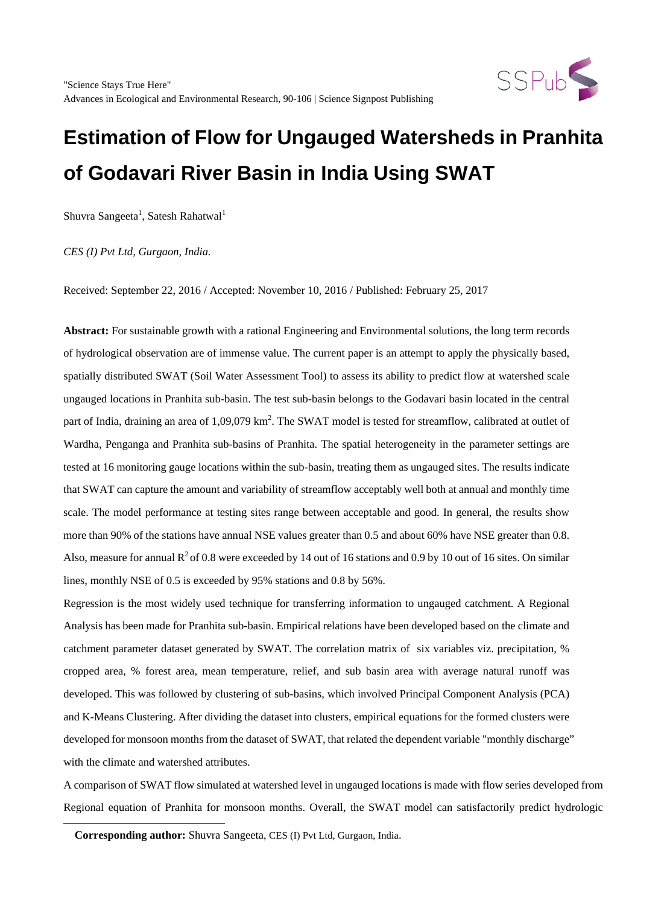"Science Stays True Here"
Advances in Ecological and Environmental Research, 90-106 | Science Signpost Publishing

# Estimation of Flow for Ungauged Watersheds in Pranhita of Godavari River Basin in India Using SWAT

Shuvra Sangeeta[1], Satesh Rahatwal[1]

*CES (I) Pvt Ltd, Gurgaon, India.*

Received: September 22, 2016 / Accepted: November 10, 2016 / Published: February 25, 2017

**Abstract:** For sustainable growth with a rational Engineering and Environmental solutions, the long term records of hydrological observation are of immense value. The current paper is an attempt to apply the physically based, spatially distributed SWAT (Soil Water Assessment Tool) to assess its ability to predict flow at watershed scale ungauged locations in Pranhita sub-basin. The test sub-basin belongs to the Godavari basin located in the central part of India, draining an area of 1,09,079 $km^2$. The SWAT model is tested for streamflow, calibrated at outlet of Wardha, Penganga and Pranhita sub-basins of Pranhita. The spatial heterogeneity in the parameter settings are tested at 16 monitoring gauge locations within the sub-basin, treating them as ungauged sites. The results indicate that SWAT can capture the amount and variability of streamflow acceptably well both at annual and monthly time scale. The model performance at testing sites range between acceptable and good. In general, the results show more than 90% of the stations have annual NSE values greater than 0.5 and about 60% have NSE greater than 0.8. Also, measure for annual $R^2$ of 0.8 were exceeded by 14 out of 16 stations and 0.9 by 10 out of 16 sites. On similar lines, monthly NSE of 0.5 is exceeded by 95% stations and 0.8 by 56%.

Regression is the most widely used technique for transferring information to ungauged catchment. A Regional Analysis has been made for Pranhita sub-basin. Empirical relations have been developed based on the climate and catchment parameter dataset generated by SWAT. The correlation matrix of six variables viz. precipitation, % cropped area, % forest area, mean temperature, relief, and sub basin area with average natural runoff was developed. This was followed by clustering of sub-basins, which involved Principal Component Analysis (PCA) and K-Means Clustering. After dividing the dataset into clusters, empirical equations for the formed clusters were developed for monsoon months from the dataset of SWAT, that related the dependent variable "monthly discharge" with the climate and watershed attributes.

A comparison of SWAT flow simulated at watershed level in ungauged locations is made with flow series developed from Regional equation of Pranhita for monsoon months. Overall, the SWAT model can satisfactorily predict hydrologic

**Corresponding author:** Shuvra Sangeeta, CES (I) Pvt Ltd, Gurgaon, India.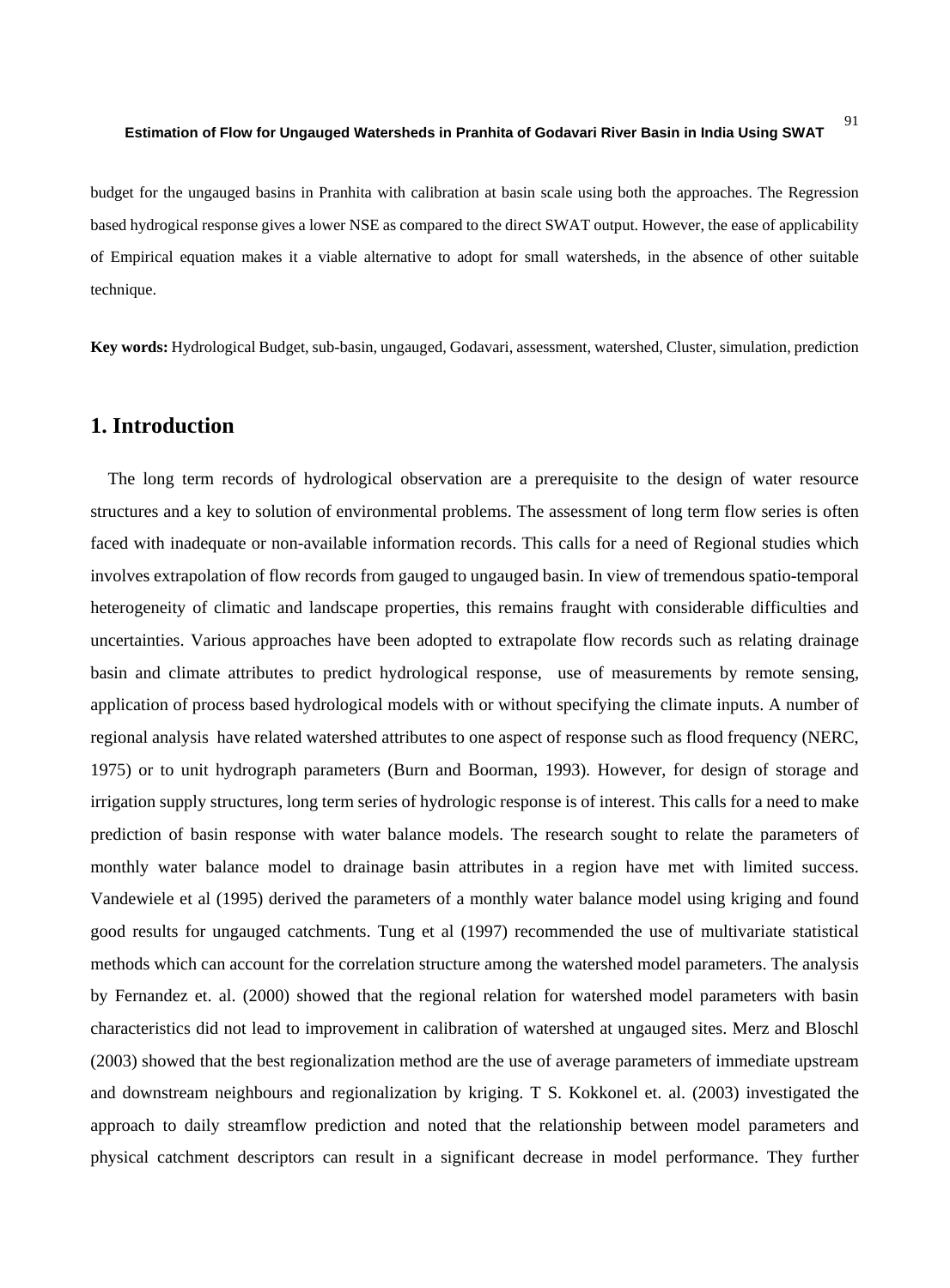budget for the ungauged basins in Pranhita with calibration at basin scale using both the approaches. The Regression based hydrogical response gives a lower NSE as compared to the direct SWAT output. However, the ease of applicability of Empirical equation makes it a viable alternative to adopt for small watersheds, in the absence of other suitable technique.

**Key words:** Hydrological Budget, sub-basin, ungauged, Godavari, assessment, watershed, Cluster, simulation, prediction

## 1. Introduction

The long term records of hydrological observation are a prerequisite to the design of water resource structures and a key to solution of environmental problems. The assessment of long term flow series is often faced with inadequate or non-available information records. This calls for a need of Regional studies which involves extrapolation of flow records from gauged to ungauged basin. In view of tremendous spatio-temporal heterogeneity of climatic and landscape properties, this remains fraught with considerable difficulties and uncertainties. Various approaches have been adopted to extrapolate flow records such as relating drainage basin and climate attributes to predict hydrological response, use of measurements by remote sensing, application of process based hydrological models with or without specifying the climate inputs. A number of regional analysis have related watershed attributes to one aspect of response such as flood frequency (NERC, 1975) or to unit hydrograph parameters (Burn and Boorman, 1993). However, for design of storage and irrigation supply structures, long term series of hydrologic response is of interest. This calls for a need to make prediction of basin response with water balance models. The research sought to relate the parameters of monthly water balance model to drainage basin attributes in a region have met with limited success. Vandewiele et al (1995) derived the parameters of a monthly water balance model using kriging and found good results for ungauged catchments. Tung et al (1997) recommended the use of multivariate statistical methods which can account for the correlation structure among the watershed model parameters. The analysis by Fernandez et. al. (2000) showed that the regional relation for watershed model parameters with basin characteristics did not lead to improvement in calibration of watershed at ungauged sites. Merz and Bloschl (2003) showed that the best regionalization method are the use of average parameters of immediate upstream and downstream neighbours and regionalization by kriging. T S. Kokkonel et. al. (2003) investigated the approach to daily streamflow prediction and noted that the relationship between model parameters and physical catchment descriptors can result in a significant decrease in model performance. They further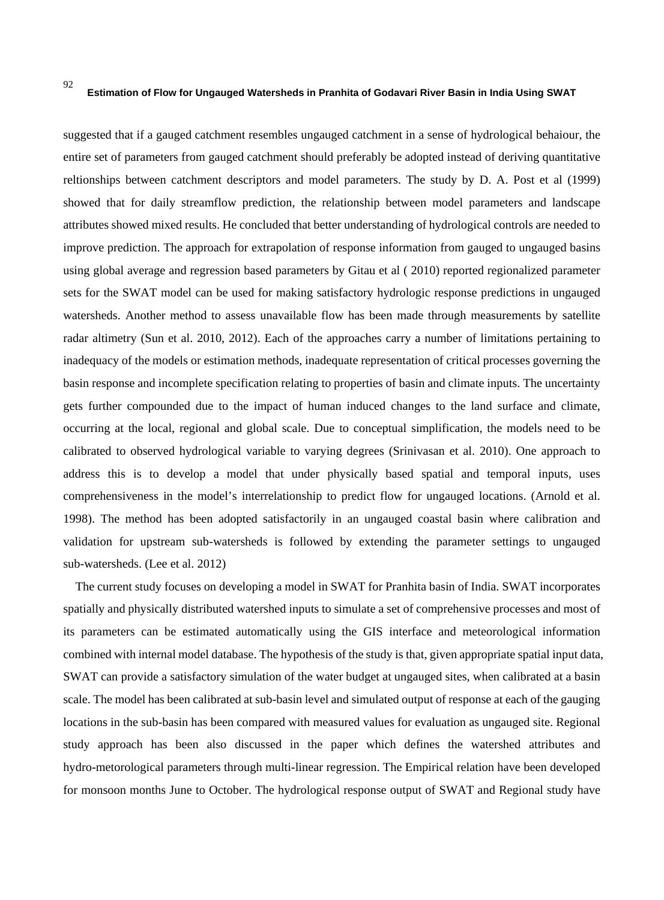suggested that if a gauged catchment resembles ungauged catchment in a sense of hydrological behaiour, the entire set of parameters from gauged catchment should preferably be adopted instead of deriving quantitative reltionships between catchment descriptors and model parameters. The study by D. A. Post et al (1999) showed that for daily streamflow prediction, the relationship between model parameters and landscape attributes showed mixed results. He concluded that better understanding of hydrological controls are needed to improve prediction. The approach for extrapolation of response information from gauged to ungauged basins using global average and regression based parameters by Gitau et al ( 2010) reported regionalized parameter sets for the SWAT model can be used for making satisfactory hydrologic response predictions in ungauged watersheds. Another method to assess unavailable flow has been made through measurements by satellite radar altimetry (Sun et al. 2010, 2012). Each of the approaches carry a number of limitations pertaining to inadequacy of the models or estimation methods, inadequate representation of critical processes governing the basin response and incomplete specification relating to properties of basin and climate inputs. The uncertainty gets further compounded due to the impact of human induced changes to the land surface and climate, occurring at the local, regional and global scale. Due to conceptual simplification, the models need to be calibrated to observed hydrological variable to varying degrees (Srinivasan et al. 2010). One approach to address this is to develop a model that under physically based spatial and temporal inputs, uses comprehensiveness in the model's interrelationship to predict flow for ungauged locations. (Arnold et al. 1998). The method has been adopted satisfactorily in an ungauged coastal basin where calibration and validation for upstream sub-watersheds is followed by extending the parameter settings to ungauged sub-watersheds. (Lee et al. 2012)

The current study focuses on developing a model in SWAT for Pranhita basin of India. SWAT incorporates spatially and physically distributed watershed inputs to simulate a set of comprehensive processes and most of its parameters can be estimated automatically using the GIS interface and meteorological information combined with internal model database. The hypothesis of the study is that, given appropriate spatial input data, SWAT can provide a satisfactory simulation of the water budget at ungauged sites, when calibrated at a basin scale. The model has been calibrated at sub-basin level and simulated output of response at each of the gauging locations in the sub-basin has been compared with measured values for evaluation as ungauged site. Regional study approach has been also discussed in the paper which defines the watershed attributes and hydro-metorological parameters through multi-linear regression. The Empirical relation have been developed for monsoon months June to October. The hydrological response output of SWAT and Regional study have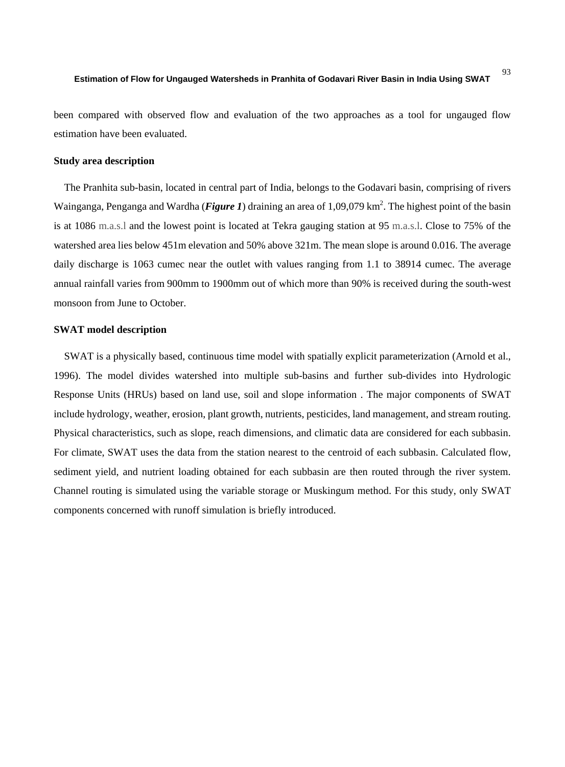been compared with observed flow and evaluation of the two approaches as a tool for ungauged flow estimation have been evaluated.

### Study area description

The Pranhita sub-basin, located in central part of India, belongs to the Godavari basin, comprising of rivers Wainganga, Penganga and Wardha (***Figure 1***) draining an area of 1,09,079 km$^2$. The highest point of the basin is at 1086 m.a.s.l and the lowest point is located at Tekra gauging station at 95 m.a.s.l. Close to 75% of the watershed area lies below 451m elevation and 50% above 321m. The mean slope is around 0.016. The average daily discharge is 1063 cumec near the outlet with values ranging from 1.1 to 38914 cumec. The average annual rainfall varies from 900mm to 1900mm out of which more than 90% is received during the south-west monsoon from June to October.

### SWAT model description

SWAT is a physically based, continuous time model with spatially explicit parameterization (Arnold et al., 1996). The model divides watershed into multiple sub-basins and further sub-divides into Hydrologic Response Units (HRUs) based on land use, soil and slope information . The major components of SWAT include hydrology, weather, erosion, plant growth, nutrients, pesticides, land management, and stream routing. Physical characteristics, such as slope, reach dimensions, and climatic data are considered for each subbasin. For climate, SWAT uses the data from the station nearest to the centroid of each subbasin. Calculated flow, sediment yield, and nutrient loading obtained for each subbasin are then routed through the river system. Channel routing is simulated using the variable storage or Muskingum method. For this study, only SWAT components concerned with runoff simulation is briefly introduced.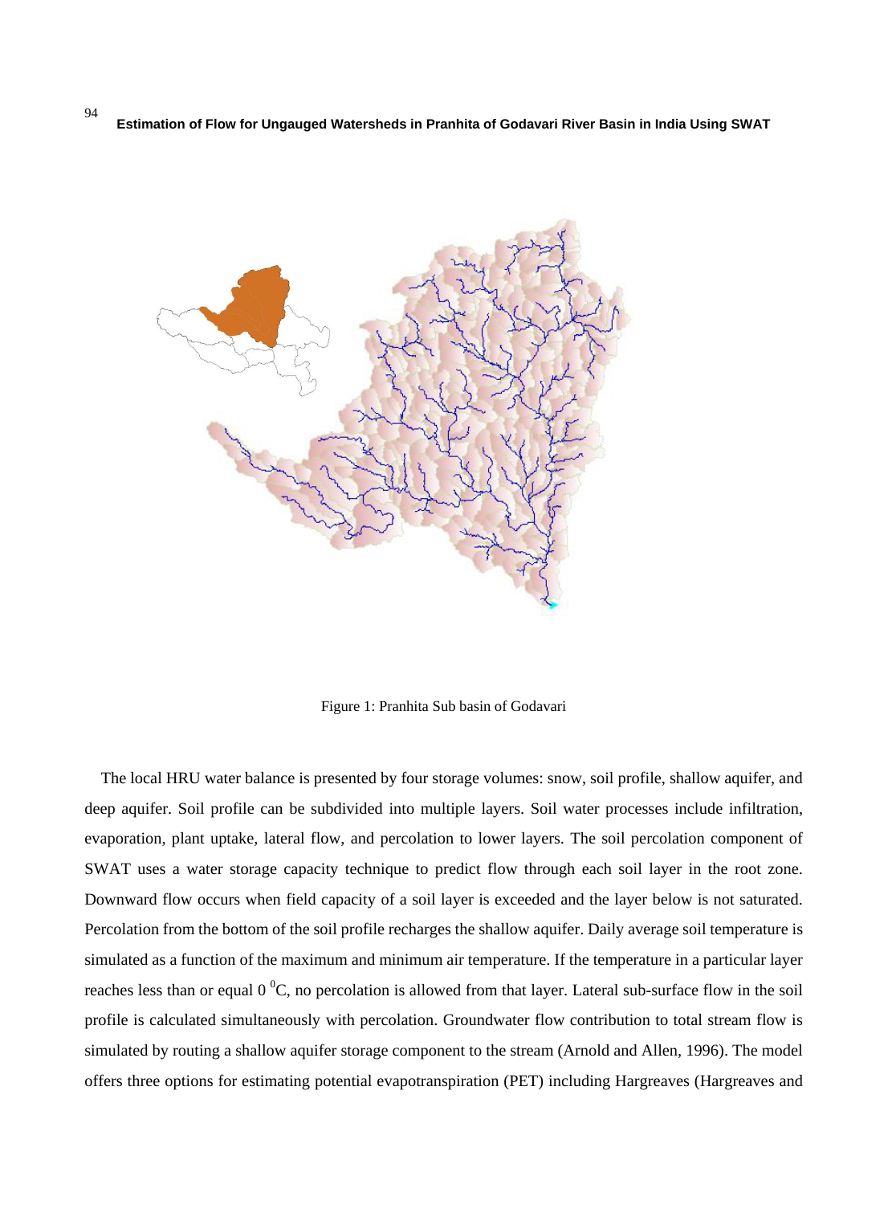Figure 1: Pranhita Sub basin of Godavari

The local HRU water balance is presented by four storage volumes: snow, soil profile, shallow aquifer, and deep aquifer. Soil profile can be subdivided into multiple layers. Soil water processes include infiltration, evaporation, plant uptake, lateral flow, and percolation to lower layers. The soil percolation component of SWAT uses a water storage capacity technique to predict flow through each soil layer in the root zone. Downward flow occurs when field capacity of a soil layer is exceeded and the layer below is not saturated. Percolation from the bottom of the soil profile recharges the shallow aquifer. Daily average soil temperature is simulated as a function of the maximum and minimum air temperature. If the temperature in a particular layer reaches less than or equal 0 $^{0}$C, no percolation is allowed from that layer. Lateral sub-surface flow in the soil profile is calculated simultaneously with percolation. Groundwater flow contribution to total stream flow is simulated by routing a shallow aquifer storage component to the stream (Arnold and Allen, 1996). The model offers three options for estimating potential evapotranspiration (PET) including Hargreaves (Hargreaves and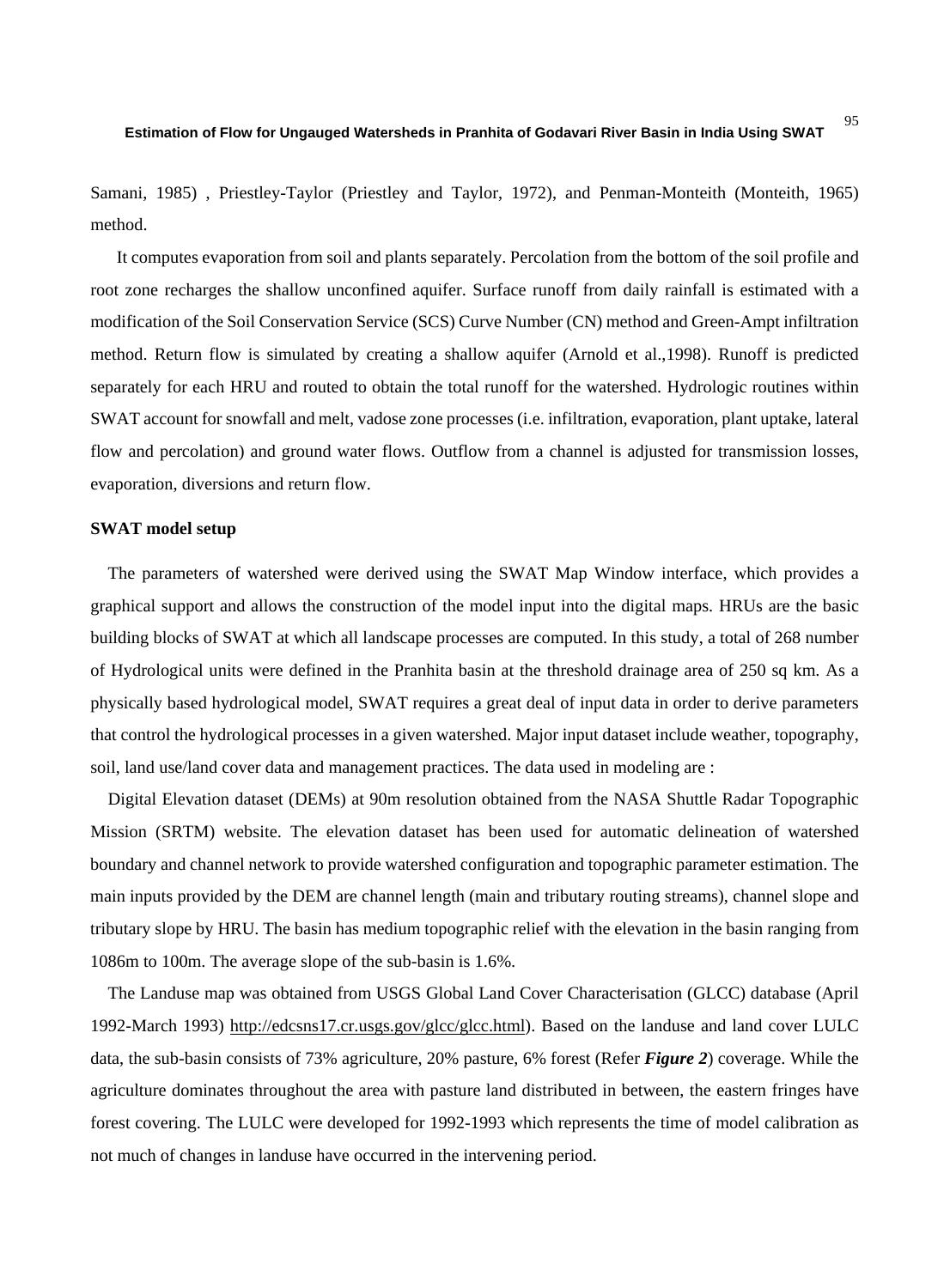Samani, 1985) , Priestley-Taylor (Priestley and Taylor, 1972), and Penman-Monteith (Monteith, 1965) method.

It computes evaporation from soil and plants separately. Percolation from the bottom of the soil profile and root zone recharges the shallow unconfined aquifer. Surface runoff from daily rainfall is estimated with a modification of the Soil Conservation Service (SCS) Curve Number (CN) method and Green-Ampt infiltration method. Return flow is simulated by creating a shallow aquifer (Arnold et al.,1998). Runoff is predicted separately for each HRU and routed to obtain the total runoff for the watershed. Hydrologic routines within SWAT account for snowfall and melt, vadose zone processes (i.e. infiltration, evaporation, plant uptake, lateral flow and percolation) and ground water flows. Outflow from a channel is adjusted for transmission losses, evaporation, diversions and return flow.

**SWAT model setup**

The parameters of watershed were derived using the SWAT Map Window interface, which provides a graphical support and allows the construction of the model input into the digital maps. HRUs are the basic building blocks of SWAT at which all landscape processes are computed. In this study, a total of 268 number of Hydrological units were defined in the Pranhita basin at the threshold drainage area of 250 sq km. As a physically based hydrological model, SWAT requires a great deal of input data in order to derive parameters that control the hydrological processes in a given watershed. Major input dataset include weather, topography, soil, land use/land cover data and management practices. The data used in modeling are :

Digital Elevation dataset (DEMs) at 90m resolution obtained from the NASA Shuttle Radar Topographic Mission (SRTM) website. The elevation dataset has been used for automatic delineation of watershed boundary and channel network to provide watershed configuration and topographic parameter estimation. The main inputs provided by the DEM are channel length (main and tributary routing streams), channel slope and tributary slope by HRU. The basin has medium topographic relief with the elevation in the basin ranging from 1086m to 100m. The average slope of the sub-basin is 1.6%.

The Landuse map was obtained from USGS Global Land Cover Characterisation (GLCC) database (April 1992-March 1993) http://edcsns17.cr.usgs.gov/glcc/glcc.html). Based on the landuse and land cover LULC data, the sub-basin consists of 73% agriculture, 20% pasture, 6% forest (Refer ***Figure 2***) coverage. While the agriculture dominates throughout the area with pasture land distributed in between, the eastern fringes have forest covering. The LULC were developed for 1992-1993 which represents the time of model calibration as not much of changes in landuse have occurred in the intervening period.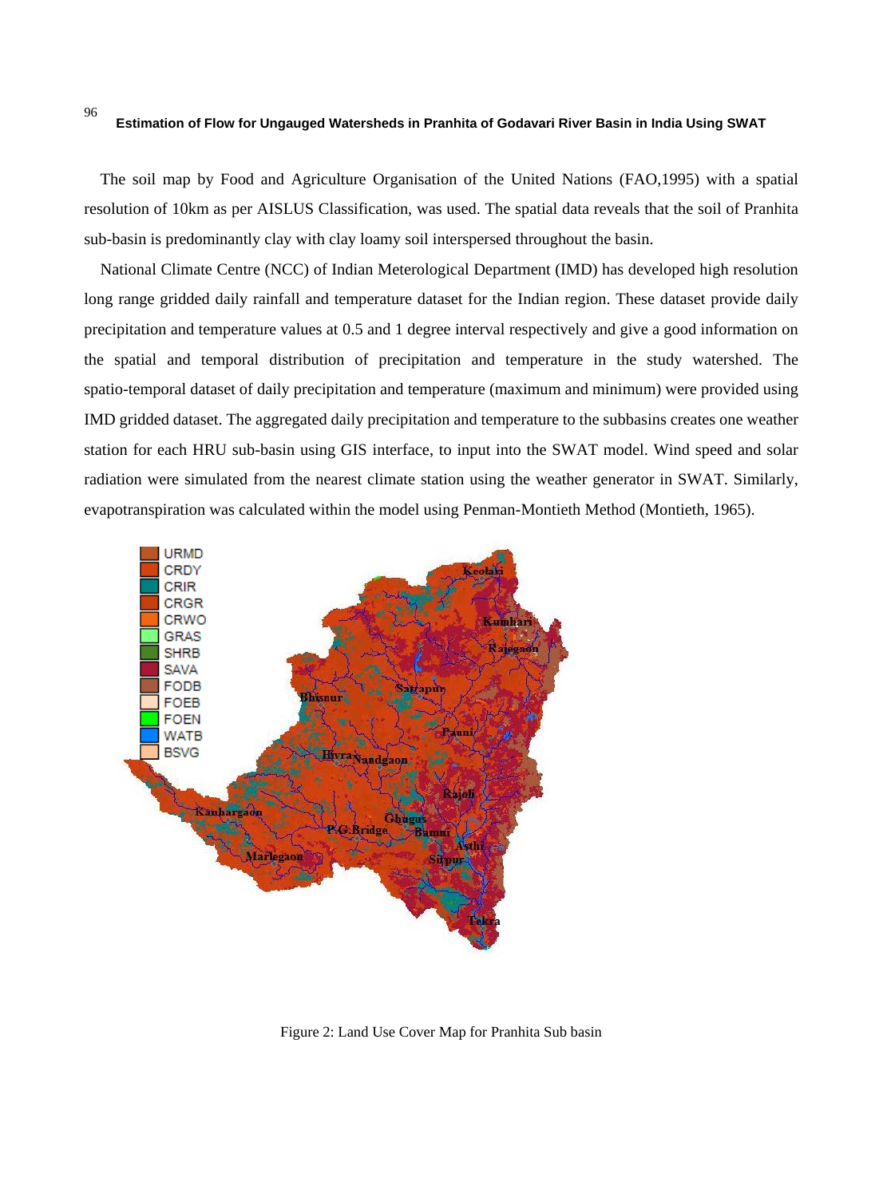The soil map by Food and Agriculture Organisation of the United Nations (FAO,1995) with a spatial resolution of 10km as per AISLUS Classification, was used. The spatial data reveals that the soil of Pranhita sub-basin is predominantly clay with clay loamy soil interspersed throughout the basin.

National Climate Centre (NCC) of Indian Meterological Department (IMD) has developed high resolution long range gridded daily rainfall and temperature dataset for the Indian region. These dataset provide daily precipitation and temperature values at 0.5 and 1 degree interval respectively and give a good information on the spatial and temporal distribution of precipitation and temperature in the study watershed. The spatio-temporal dataset of daily precipitation and temperature (maximum and minimum) were provided using IMD gridded dataset. The aggregated daily precipitation and temperature to the subbasins creates one weather station for each HRU sub-basin using GIS interface, to input into the SWAT model. Wind speed and solar radiation were simulated from the nearest climate station using the weather generator in SWAT. Similarly, evapotranspiration was calculated within the model using Penman-Montieth Method (Montieth, 1965).

Figure 2: Land Use Cover Map for Pranhita Sub basin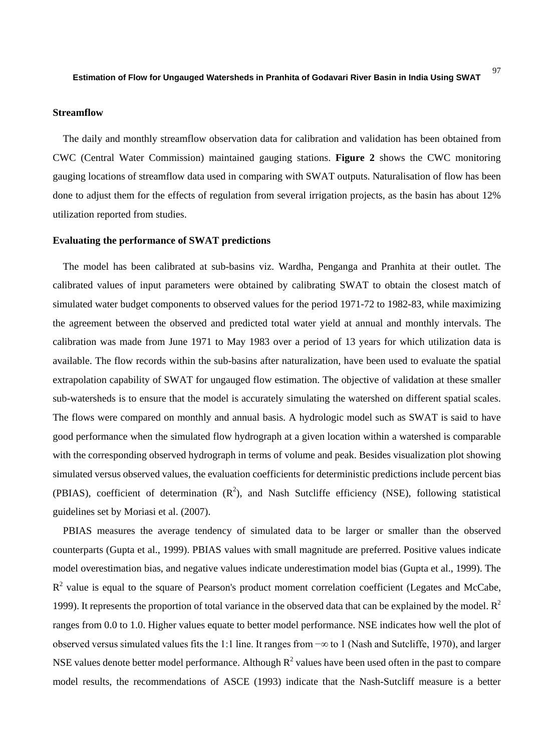### Streamflow

The daily and monthly streamflow observation data for calibration and validation has been obtained from CWC (Central Water Commission) maintained gauging stations. **Figure 2** shows the CWC monitoring gauging locations of streamflow data used in comparing with SWAT outputs. Naturalisation of flow has been done to adjust them for the effects of regulation from several irrigation projects, as the basin has about 12% utilization reported from studies.

### Evaluating the performance of SWAT predictions

The model has been calibrated at sub-basins viz. Wardha, Penganga and Pranhita at their outlet. The calibrated values of input parameters were obtained by calibrating SWAT to obtain the closest match of simulated water budget components to observed values for the period 1971-72 to 1982-83, while maximizing the agreement between the observed and predicted total water yield at annual and monthly intervals. The calibration was made from June 1971 to May 1983 over a period of 13 years for which utilization data is available. The flow records within the sub-basins after naturalization, have been used to evaluate the spatial extrapolation capability of SWAT for ungauged flow estimation. The objective of validation at these smaller sub-watersheds is to ensure that the model is accurately simulating the watershed on different spatial scales. The flows were compared on monthly and annual basis. A hydrologic model such as SWAT is said to have good performance when the simulated flow hydrograph at a given location within a watershed is comparable with the corresponding observed hydrograph in terms of volume and peak. Besides visualization plot showing simulated versus observed values, the evaluation coefficients for deterministic predictions include percent bias (PBIAS), coefficient of determination ($R^2$), and Nash Sutcliffe efficiency (NSE), following statistical guidelines set by Moriasi et al. (2007).

PBIAS measures the average tendency of simulated data to be larger or smaller than the observed counterparts (Gupta et al., 1999). PBIAS values with small magnitude are preferred. Positive values indicate model overestimation bias, and negative values indicate underestimation model bias (Gupta et al., 1999). The $R^2$ value is equal to the square of Pearson's product moment correlation coefficient (Legates and McCabe, 1999). It represents the proportion of total variance in the observed data that can be explained by the model. $R^2$ ranges from 0.0 to 1.0. Higher values equate to better model performance. NSE indicates how well the plot of observed versus simulated values fits the 1:1 line. It ranges from $-\infty$ to 1 (Nash and Sutcliffe, 1970), and larger NSE values denote better model performance. Although $R^2$ values have been used often in the past to compare model results, the recommendations of ASCE (1993) indicate that the Nash-Sutcliff measure is a better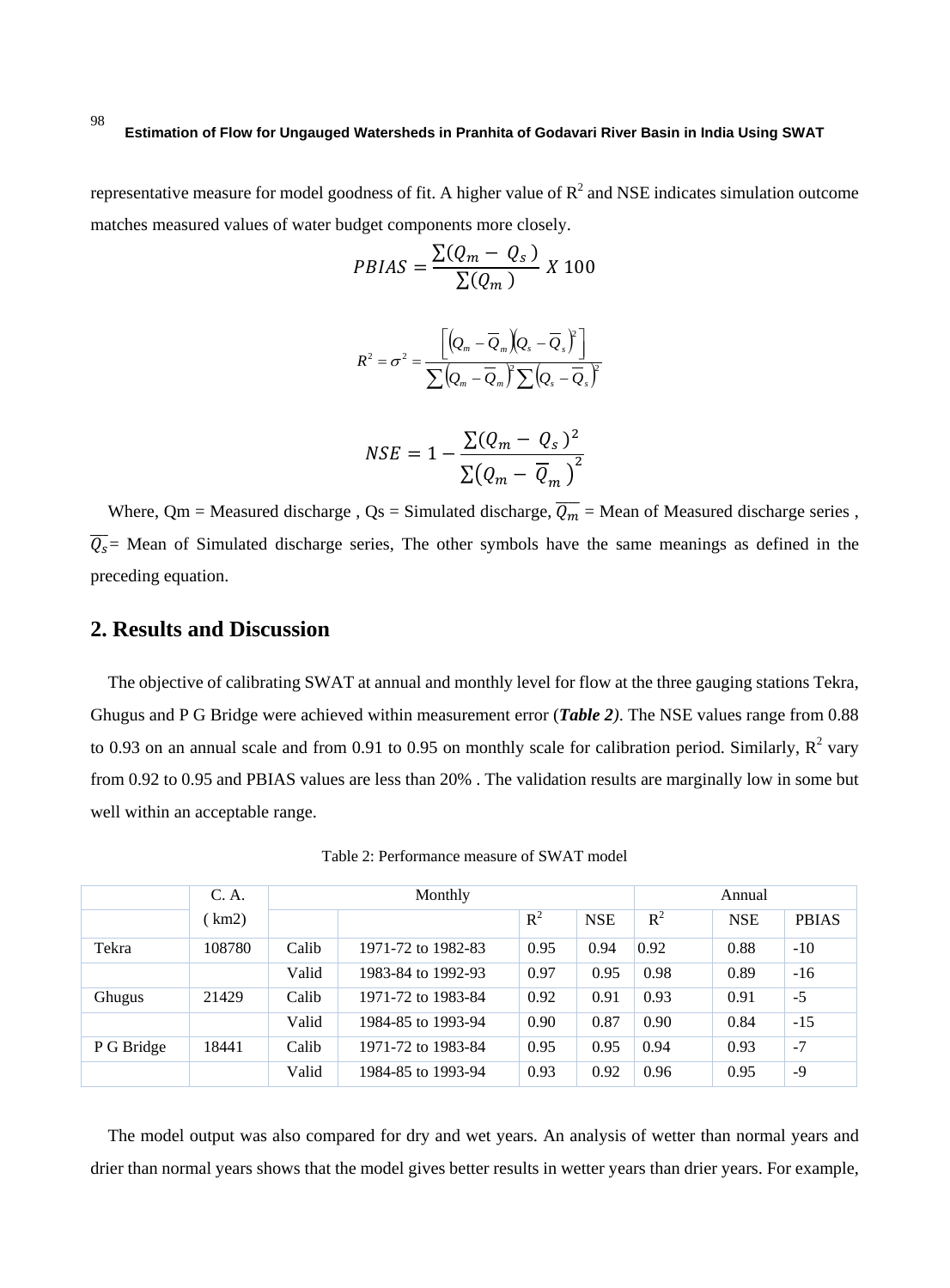representative measure for model goodness of fit. A higher value of $R^2$ and NSE indicates simulation outcome matches measured values of water budget components more closely.

$$PBIAS = \frac{\sum(Q_m - Q_s)}{\sum(Q_m)} X\ 100$$

$$R^2 = \sigma^2 = \frac{\left[\left(Q_m - \overline{Q}_m\right)\left(Q_s - \overline{Q}_s\right)^2\right]}{\sum\left(Q_m - \overline{Q}_m\right)^2 \sum\left(Q_s - \overline{Q}_s\right)^2}$$

$$NSE = 1 - \frac{\sum(Q_m - Q_s)^2}{\sum\left(Q_m - \overline{Q}_m\right)^2}$$

Where, Qm = Measured discharge , Qs = Simulated discharge, $\overline{Q_m}$ = Mean of Measured discharge series , $\overline{Q_s}$= Mean of Simulated discharge series, The other symbols have the same meanings as defined in the preceding equation.

## 2. Results and Discussion

The objective of calibrating SWAT at annual and monthly level for flow at the three gauging stations Tekra, Ghugus and P G Bridge were achieved within measurement error (***Table 2***). The NSE values range from 0.88 to 0.93 on an annual scale and from 0.91 to 0.95 on monthly scale for calibration period. Similarly, $R^2$ vary from 0.92 to 0.95 and PBIAS values are less than 20% . The validation results are marginally low in some but well within an acceptable range.

Table 2: Performance measure of SWAT model

| | C. A. ( km2) | Monthly | | | | Annual | | |
|---|---|---|---|---|---|---|---|---|
| | | | | $R^2$ | NSE | $R^2$ | NSE | PBIAS |
| Tekra | 108780 | Calib | 1971-72 to 1982-83 | 0.95 | 0.94 | 0.92 | 0.88 | -10 |
| | | Valid | 1983-84 to 1992-93 | 0.97 | 0.95 | 0.98 | 0.89 | -16 |
| Ghugus | 21429 | Calib | 1971-72 to 1983-84 | 0.92 | 0.91 | 0.93 | 0.91 | -5 |
| | | Valid | 1984-85 to 1993-94 | 0.90 | 0.87 | 0.90 | 0.84 | -15 |
| P G Bridge | 18441 | Calib | 1971-72 to 1983-84 | 0.95 | 0.95 | 0.94 | 0.93 | -7 |
| | | Valid | 1984-85 to 1993-94 | 0.93 | 0.92 | 0.96 | 0.95 | -9 |

The model output was also compared for dry and wet years. An analysis of wetter than normal years and drier than normal years shows that the model gives better results in wetter years than drier years. For example,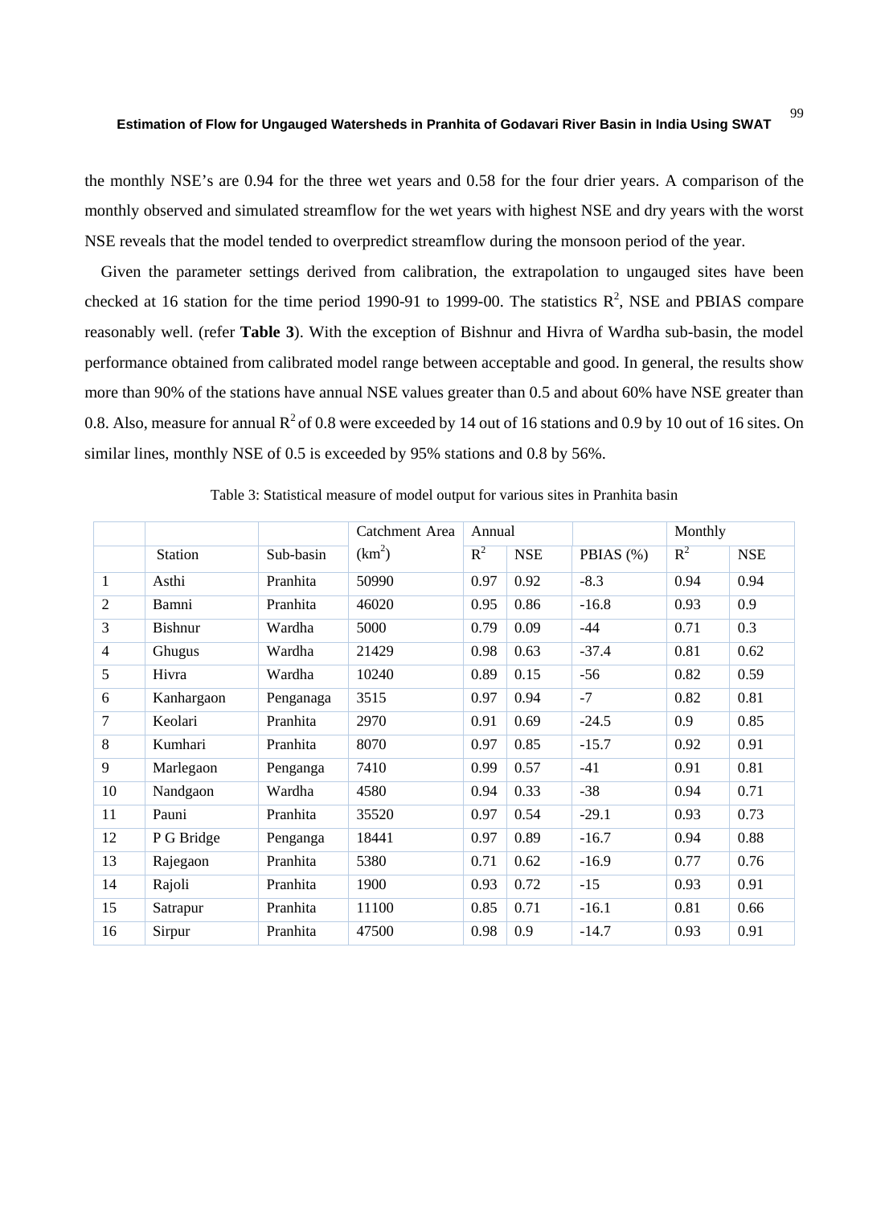the monthly NSE's are 0.94 for the three wet years and 0.58 for the four drier years. A comparison of the monthly observed and simulated streamflow for the wet years with highest NSE and dry years with the worst NSE reveals that the model tended to overpredict streamflow during the monsoon period of the year.

Given the parameter settings derived from calibration, the extrapolation to ungauged sites have been checked at 16 station for the time period 1990-91 to 1999-00. The statistics $R^2$, NSE and PBIAS compare reasonably well. (refer **Table 3**). With the exception of Bishnur and Hivra of Wardha sub-basin, the model performance obtained from calibrated model range between acceptable and good. In general, the results show more than 90% of the stations have annual NSE values greater than 0.5 and about 60% have NSE greater than 0.8. Also, measure for annual $R^2$ of 0.8 were exceeded by 14 out of 16 stations and 0.9 by 10 out of 16 sites. On similar lines, monthly NSE of 0.5 is exceeded by 95% stations and 0.8 by 56%.

Table 3: Statistical measure of model output for various sites in Pranhita basin

| | | | Catchment Area | Annual | | | Monthly | |
|---|---|---|---|---|---|---|---|---|
| | Station | Sub-basin | ($km^2$) | $R^2$ | NSE | PBIAS (%) | $R^2$ | NSE |
| 1 | Asthi | Pranhita | 50990 | 0.97 | 0.92 | -8.3 | 0.94 | 0.94 |
| 2 | Bamni | Pranhita | 46020 | 0.95 | 0.86 | -16.8 | 0.93 | 0.9 |
| 3 | Bishnur | Wardha | 5000 | 0.79 | 0.09 | -44 | 0.71 | 0.3 |
| 4 | Ghugus | Wardha | 21429 | 0.98 | 0.63 | -37.4 | 0.81 | 0.62 |
| 5 | Hivra | Wardha | 10240 | 0.89 | 0.15 | -56 | 0.82 | 0.59 |
| 6 | Kanhargaon | Penganaga | 3515 | 0.97 | 0.94 | -7 | 0.82 | 0.81 |
| 7 | Keolari | Pranhita | 2970 | 0.91 | 0.69 | -24.5 | 0.9 | 0.85 |
| 8 | Kumhari | Pranhita | 8070 | 0.97 | 0.85 | -15.7 | 0.92 | 0.91 |
| 9 | Marlegaon | Penganga | 7410 | 0.99 | 0.57 | -41 | 0.91 | 0.81 |
| 10 | Nandgaon | Wardha | 4580 | 0.94 | 0.33 | -38 | 0.94 | 0.71 |
| 11 | Pauni | Pranhita | 35520 | 0.97 | 0.54 | -29.1 | 0.93 | 0.73 |
| 12 | P G Bridge | Penganga | 18441 | 0.97 | 0.89 | -16.7 | 0.94 | 0.88 |
| 13 | Rajegaon | Pranhita | 5380 | 0.71 | 0.62 | -16.9 | 0.77 | 0.76 |
| 14 | Rajoli | Pranhita | 1900 | 0.93 | 0.72 | -15 | 0.93 | 0.91 |
| 15 | Satrapur | Pranhita | 11100 | 0.85 | 0.71 | -16.1 | 0.81 | 0.66 |
| 16 | Sirpur | Pranhita | 47500 | 0.98 | 0.9 | -14.7 | 0.93 | 0.91 |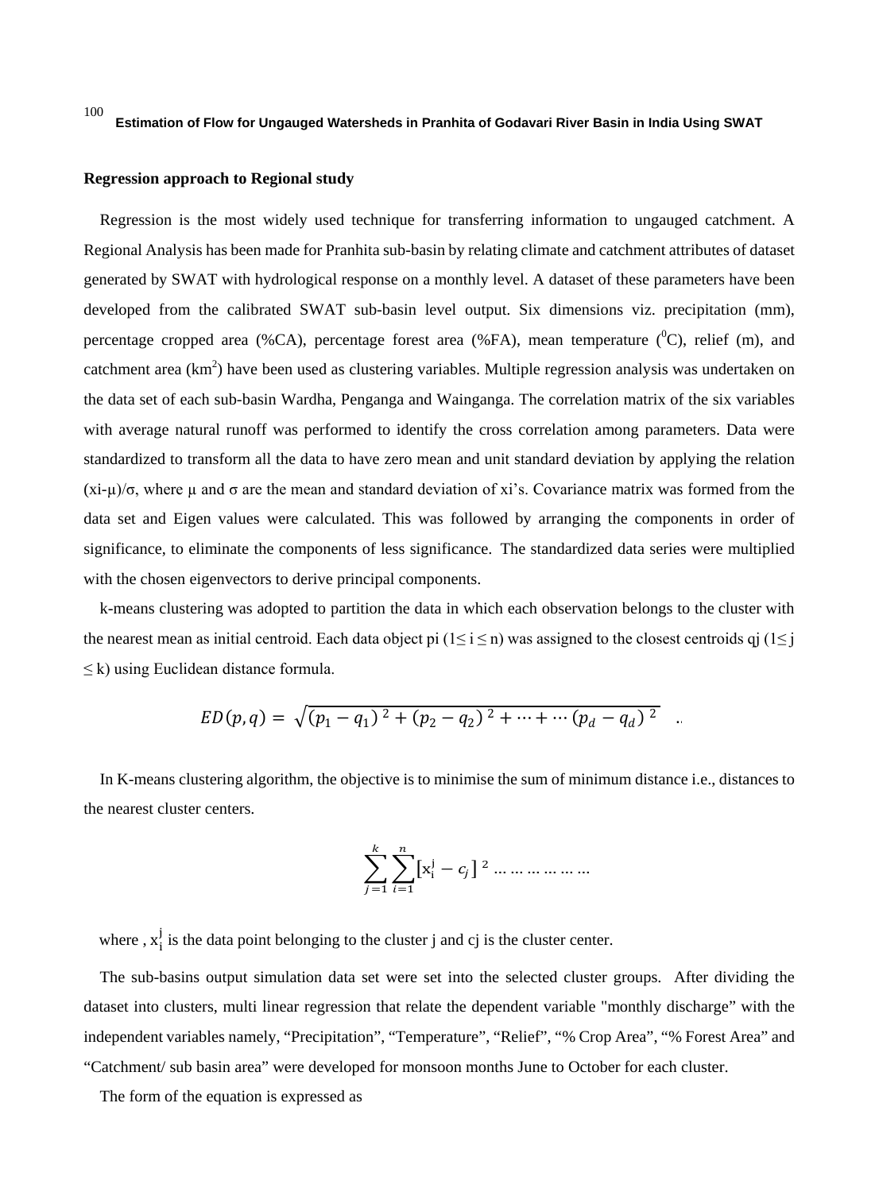**Regression approach to Regional study**

Regression is the most widely used technique for transferring information to ungauged catchment. A Regional Analysis has been made for Pranhita sub-basin by relating climate and catchment attributes of dataset generated by SWAT with hydrological response on a monthly level. A dataset of these parameters have been developed from the calibrated SWAT sub-basin level output. Six dimensions viz. precipitation (mm), percentage cropped area (%CA), percentage forest area (%FA), mean temperature ($^0$C), relief (m), and catchment area (km$^2$) have been used as clustering variables. Multiple regression analysis was undertaken on the data set of each sub-basin Wardha, Penganga and Wainganga. The correlation matrix of the six variables with average natural runoff was performed to identify the cross correlation among parameters. Data were standardized to transform all the data to have zero mean and unit standard deviation by applying the relation (xi-μ)/σ, where μ and σ are the mean and standard deviation of xi's. Covariance matrix was formed from the data set and Eigen values were calculated. This was followed by arranging the components in order of significance, to eliminate the components of less significance. The standardized data series were multiplied with the chosen eigenvectors to derive principal components.

k-means clustering was adopted to partition the data in which each observation belongs to the cluster with the nearest mean as initial centroid. Each data object pi (1≤ i ≤ n) was assigned to the closest centroids qj (1≤ j ≤ k) using Euclidean distance formula.

$$ED(p, q) = \sqrt{(p_1 - q_1)^2 + (p_2 - q_2)^2 + \cdots + \cdots (p_d - q_d)^2} \quad ..$$

In K-means clustering algorithm, the objective is to minimise the sum of minimum distance i.e., distances to the nearest cluster centers.

$$\sum_{j=1}^{k} \sum_{i=1}^{n} [x_i^j - c_j]^2 \ldots \ldots \ldots \ldots \ldots$$

where , $x_i^j$ is the data point belonging to the cluster j and cj is the cluster center.

The sub-basins output simulation data set were set into the selected cluster groups. After dividing the dataset into clusters, multi linear regression that relate the dependent variable "monthly discharge" with the independent variables namely, "Precipitation", "Temperature", "Relief", "% Crop Area", "% Forest Area" and "Catchment/ sub basin area" were developed for monsoon months June to October for each cluster.

The form of the equation is expressed as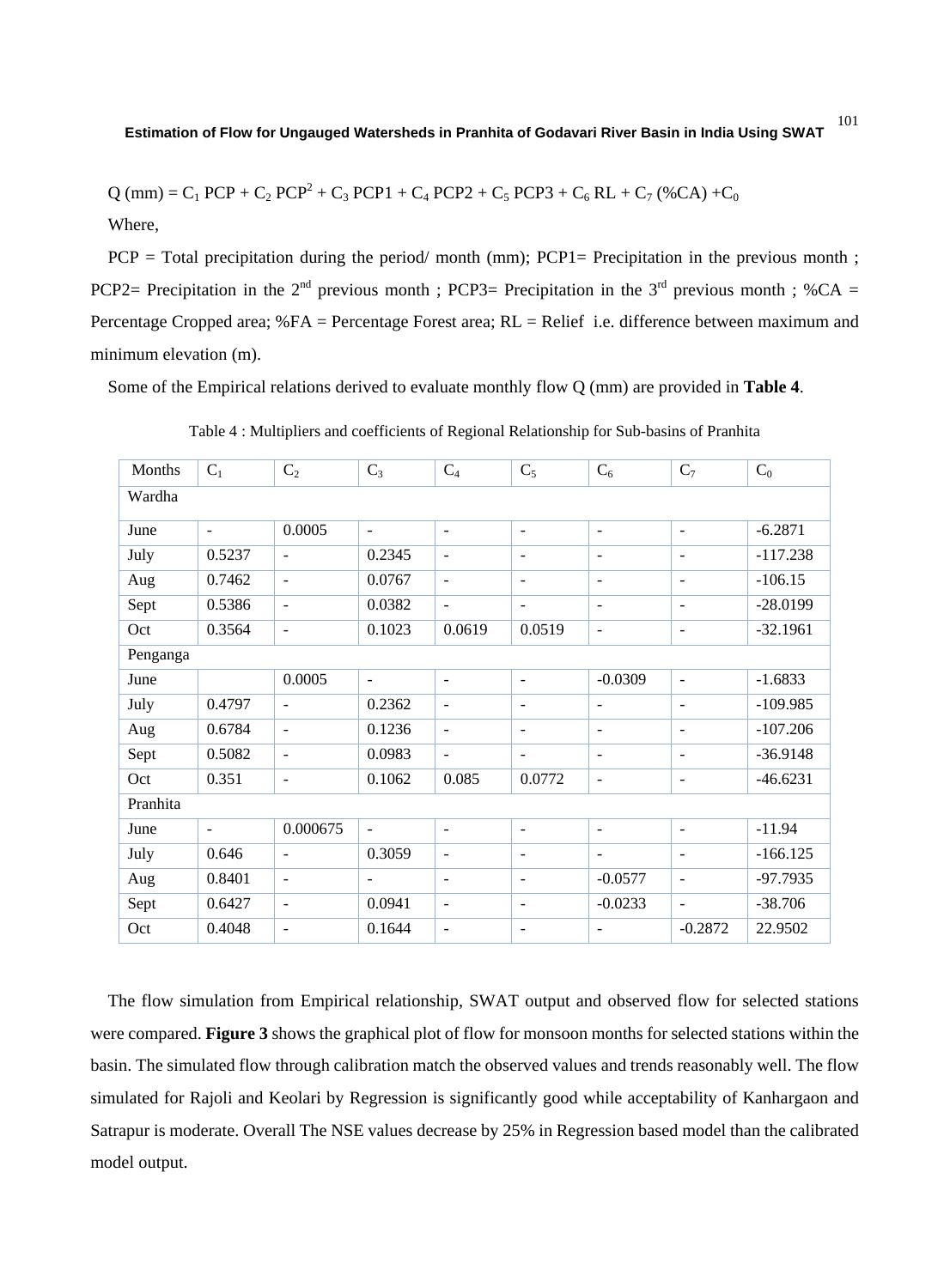$$Q\ (mm) = C_1\ PCP + C_2\ PCP^2 + C_3\ PCP1 + C_4\ PCP2 + C_5\ PCP3 + C_6\ RL + C_7\ (\%CA) + C_0$$

Where,

PCP = Total precipitation during the period/ month (mm); PCP1= Precipitation in the previous month ; PCP2= Precipitation in the 2nd previous month ; PCP3= Precipitation in the 3rd previous month ; %CA = Percentage Cropped area; %FA = Percentage Forest area; RL = Relief i.e. difference between maximum and minimum elevation (m).

Some of the Empirical relations derived to evaluate monthly flow Q (mm) are provided in **Table 4**.

Table 4 : Multipliers and coefficients of Regional Relationship for Sub-basins of Pranhita

| Months | $C_1$ | $C_2$ | $C_3$ | $C_4$ | $C_5$ | $C_6$ | $C_7$ | $C_0$ |
|---|---|---|---|---|---|---|---|---|
| Wardha | | | | | | | | |
| June | - | 0.0005 | - | - | - | - | - | -6.2871 |
| July | 0.5237 | - | 0.2345 | - | - | - | - | -117.238 |
| Aug | 0.7462 | - | 0.0767 | - | - | - | - | -106.15 |
| Sept | 0.5386 | - | 0.0382 | - | - | - | - | -28.0199 |
| Oct | 0.3564 | - | 0.1023 | 0.0619 | 0.0519 | - | - | -32.1961 |
| Penganga | | | | | | | | |
| June | | 0.0005 | - | - | - | -0.0309 | - | -1.6833 |
| July | 0.4797 | - | 0.2362 | - | - | - | - | -109.985 |
| Aug | 0.6784 | - | 0.1236 | - | - | - | - | -107.206 |
| Sept | 0.5082 | - | 0.0983 | - | - | - | - | -36.9148 |
| Oct | 0.351 | - | 0.1062 | 0.085 | 0.0772 | - | - | -46.6231 |
| Pranhita | | | | | | | | |
| June | - | 0.000675 | - | - | - | - | - | -11.94 |
| July | 0.646 | - | 0.3059 | - | - | - | - | -166.125 |
| Aug | 0.8401 | - | - | - | - | -0.0577 | - | -97.7935 |
| Sept | 0.6427 | - | 0.0941 | - | - | -0.0233 | - | -38.706 |
| Oct | 0.4048 | - | 0.1644 | - | - | - | -0.2872 | 22.9502 |

The flow simulation from Empirical relationship, SWAT output and observed flow for selected stations were compared. **Figure 3** shows the graphical plot of flow for monsoon months for selected stations within the basin. The simulated flow through calibration match the observed values and trends reasonably well. The flow simulated for Rajoli and Keolari by Regression is significantly good while acceptability of Kanhargaon and Satrapur is moderate. Overall The NSE values decrease by 25% in Regression based model than the calibrated model output.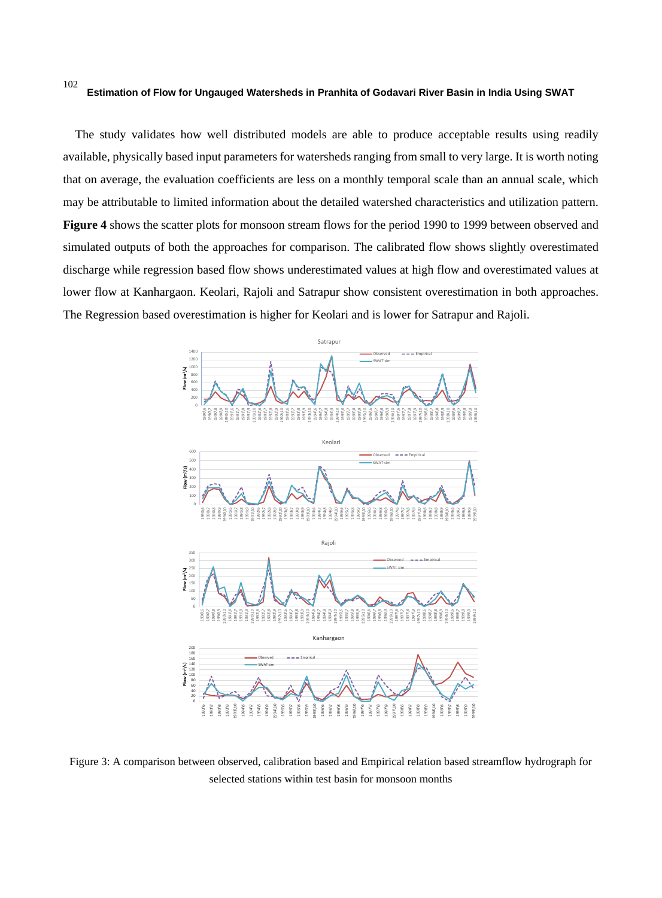The study validates how well distributed models are able to produce acceptable results using readily available, physically based input parameters for watersheds ranging from small to very large. It is worth noting that on average, the evaluation coefficients are less on a monthly temporal scale than an annual scale, which may be attributable to limited information about the detailed watershed characteristics and utilization pattern. **Figure 4** shows the scatter plots for monsoon stream flows for the period 1990 to 1999 between observed and simulated outputs of both the approaches for comparison. The calibrated flow shows slightly overestimated discharge while regression based flow shows underestimated values at high flow and overestimated values at lower flow at Kanhargaon. Keolari, Rajoli and Satrapur show consistent overestimation in both approaches. The Regression based overestimation is higher for Keolari and is lower for Satrapur and Rajoli.

Figure 3: A comparison between observed, calibration based and Empirical relation based streamflow hydrograph for selected stations within test basin for monsoon months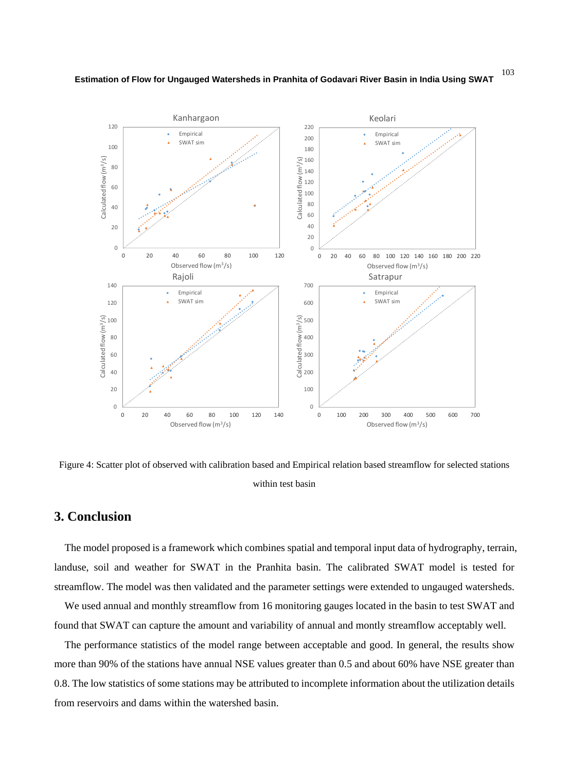Figure 4: Scatter plot of observed with calibration based and Empirical relation based streamflow for selected stations within test basin

## 3. Conclusion

The model proposed is a framework which combines spatial and temporal input data of hydrography, terrain, landuse, soil and weather for SWAT in the Pranhita basin. The calibrated SWAT model is tested for streamflow. The model was then validated and the parameter settings were extended to ungauged watersheds.

We used annual and monthly streamflow from 16 monitoring gauges located in the basin to test SWAT and found that SWAT can capture the amount and variability of annual and montly streamflow acceptably well.

The performance statistics of the model range between acceptable and good. In general, the results show more than 90% of the stations have annual NSE values greater than 0.5 and about 60% have NSE greater than 0.8. The low statistics of some stations may be attributed to incomplete information about the utilization details from reservoirs and dams within the watershed basin.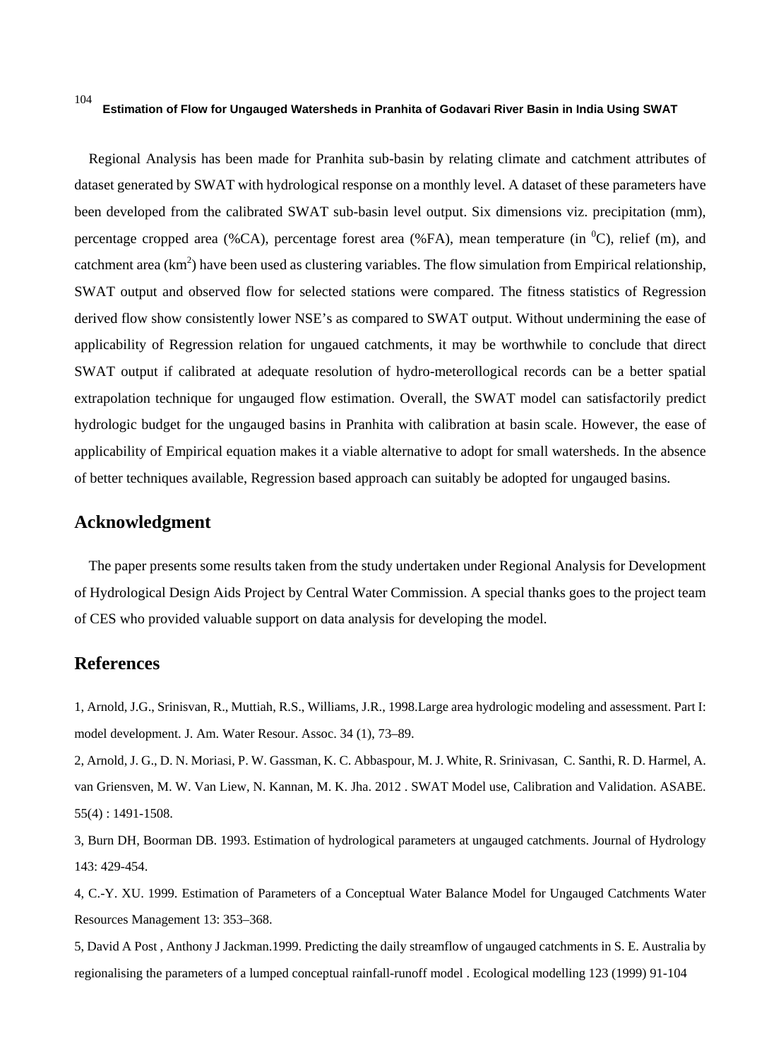Regional Analysis has been made for Pranhita sub-basin by relating climate and catchment attributes of dataset generated by SWAT with hydrological response on a monthly level. A dataset of these parameters have been developed from the calibrated SWAT sub-basin level output. Six dimensions viz. precipitation (mm), percentage cropped area (%CA), percentage forest area (%FA), mean temperature (in $^0$C), relief (m), and catchment area (km$^2$) have been used as clustering variables. The flow simulation from Empirical relationship, SWAT output and observed flow for selected stations were compared. The fitness statistics of Regression derived flow show consistently lower NSE's as compared to SWAT output. Without undermining the ease of applicability of Regression relation for ungaued catchments, it may be worthwhile to conclude that direct SWAT output if calibrated at adequate resolution of hydro-meterollogical records can be a better spatial extrapolation technique for ungauged flow estimation. Overall, the SWAT model can satisfactorily predict hydrologic budget for the ungauged basins in Pranhita with calibration at basin scale. However, the ease of applicability of Empirical equation makes it a viable alternative to adopt for small watersheds. In the absence of better techniques available, Regression based approach can suitably be adopted for ungauged basins.

## Acknowledgment

The paper presents some results taken from the study undertaken under Regional Analysis for Development of Hydrological Design Aids Project by Central Water Commission. A special thanks goes to the project team of CES who provided valuable support on data analysis for developing the model.

## References

1, Arnold, J.G., Srinisvan, R., Muttiah, R.S., Williams, J.R., 1998.Large area hydrologic modeling and assessment. Part I: model development. J. Am. Water Resour. Assoc. 34 (1), 73–89.

2, Arnold, J. G., D. N. Moriasi, P. W. Gassman, K. C. Abbaspour, M. J. White, R. Srinivasan, C. Santhi, R. D. Harmel, A. van Griensven, M. W. Van Liew, N. Kannan, M. K. Jha. 2012 . SWAT Model use, Calibration and Validation. ASABE. 55(4) : 1491-1508.

3, Burn DH, Boorman DB. 1993. Estimation of hydrological parameters at ungauged catchments. Journal of Hydrology 143: 429-454.

4, C.-Y. XU. 1999. Estimation of Parameters of a Conceptual Water Balance Model for Ungauged Catchments Water Resources Management 13: 353–368.

5, David A Post , Anthony J Jackman.1999. Predicting the daily streamflow of ungauged catchments in S. E. Australia by regionalising the parameters of a lumped conceptual rainfall-runoff model . Ecological modelling 123 (1999) 91-104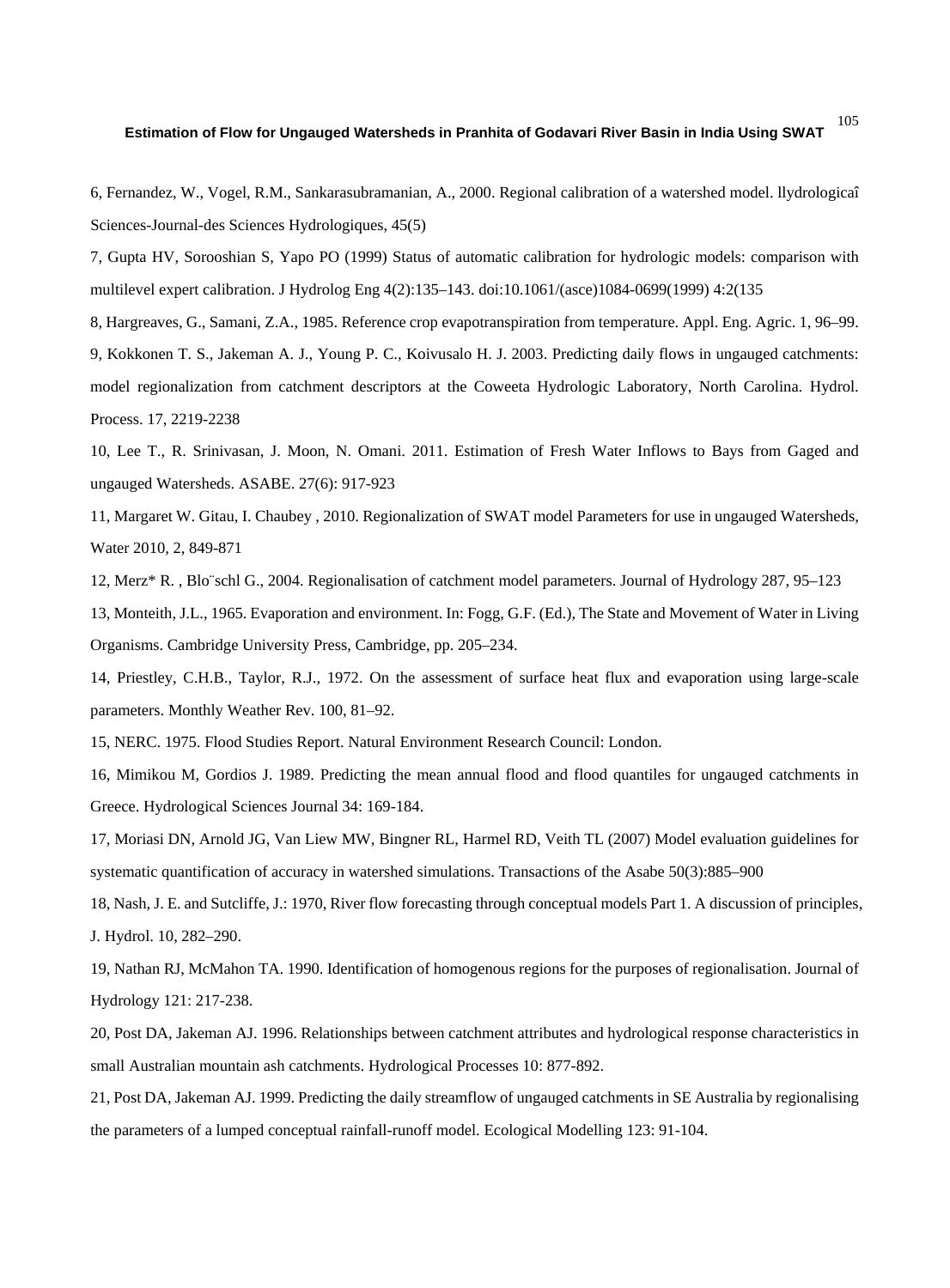6, Fernandez, W., Vogel, R.M., Sankarasubramanian, A., 2000. Regional calibration of a watershed model. llydrologicaî Sciences-Journal-des Sciences Hydrologiques, 45(5)

7, Gupta HV, Sorooshian S, Yapo PO (1999) Status of automatic calibration for hydrologic models: comparison with multilevel expert calibration. J Hydrolog Eng 4(2):135–143. doi:10.1061/(asce)1084-0699(1999) 4:2(135

8, Hargreaves, G., Samani, Z.A., 1985. Reference crop evapotranspiration from temperature. Appl. Eng. Agric. 1, 96–99.

9, Kokkonen T. S., Jakeman A. J., Young P. C., Koivusalo H. J. 2003. Predicting daily flows in ungauged catchments: model regionalization from catchment descriptors at the Coweeta Hydrologic Laboratory, North Carolina. Hydrol. Process. 17, 2219-2238

10, Lee T., R. Srinivasan, J. Moon, N. Omani. 2011. Estimation of Fresh Water Inflows to Bays from Gaged and ungauged Watersheds. ASABE. 27(6): 917-923

11, Margaret W. Gitau, I. Chaubey , 2010. Regionalization of SWAT model Parameters for use in ungauged Watersheds, Water 2010, 2, 849-871

12, Merz* R. , Blo¨schl G., 2004. Regionalisation of catchment model parameters. Journal of Hydrology 287, 95–123

13, Monteith, J.L., 1965. Evaporation and environment. In: Fogg, G.F. (Ed.), The State and Movement of Water in Living Organisms. Cambridge University Press, Cambridge, pp. 205–234.

14, Priestley, C.H.B., Taylor, R.J., 1972. On the assessment of surface heat flux and evaporation using large-scale parameters. Monthly Weather Rev. 100, 81–92.

15, NERC. 1975. Flood Studies Report. Natural Environment Research Council: London.

16, Mimikou M, Gordios J. 1989. Predicting the mean annual flood and flood quantiles for ungauged catchments in Greece. Hydrological Sciences Journal 34: 169-184.

17, Moriasi DN, Arnold JG, Van Liew MW, Bingner RL, Harmel RD, Veith TL (2007) Model evaluation guidelines for systematic quantification of accuracy in watershed simulations. Transactions of the Asabe 50(3):885–900

18, Nash, J. E. and Sutcliffe, J.: 1970, River flow forecasting through conceptual models Part 1. A discussion of principles, J. Hydrol. 10, 282–290.

19, Nathan RJ, McMahon TA. 1990. Identification of homogenous regions for the purposes of regionalisation. Journal of Hydrology 121: 217-238.

20, Post DA, Jakeman AJ. 1996. Relationships between catchment attributes and hydrological response characteristics in small Australian mountain ash catchments. Hydrological Processes 10: 877-892.

21, Post DA, Jakeman AJ. 1999. Predicting the daily streamflow of ungauged catchments in SE Australia by regionalising the parameters of a lumped conceptual rainfall-runoff model. Ecological Modelling 123: 91-104.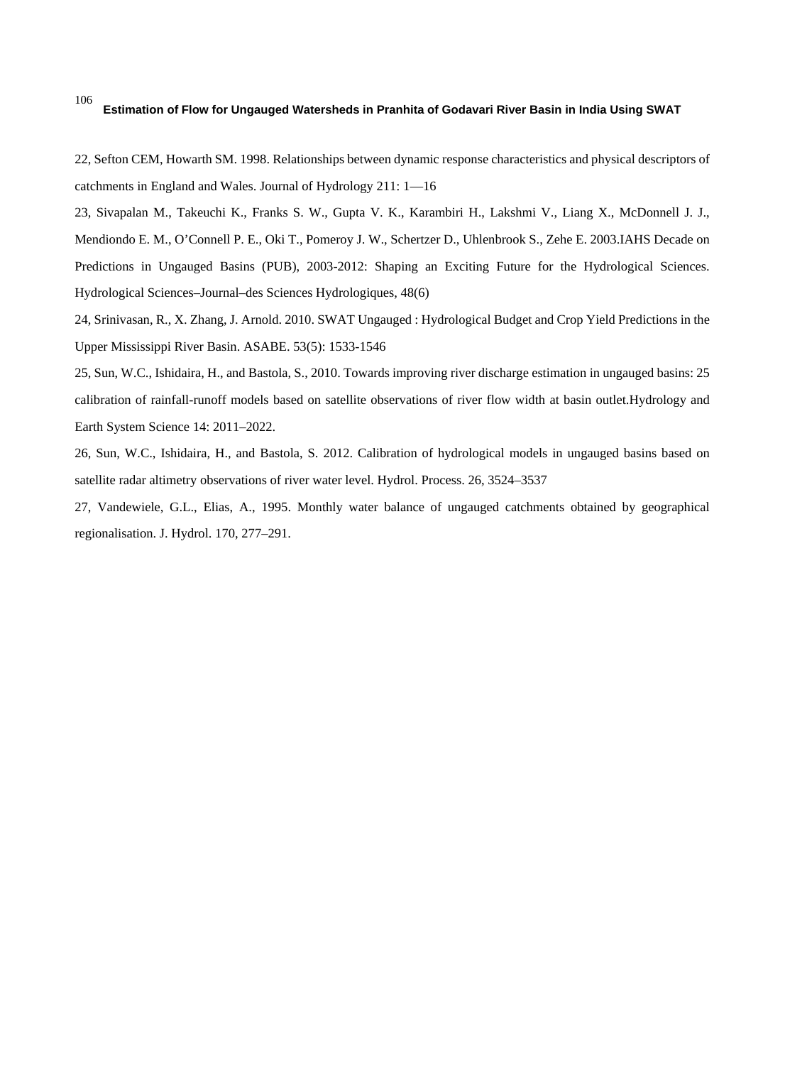22, Sefton CEM, Howarth SM. 1998. Relationships between dynamic response characteristics and physical descriptors of catchments in England and Wales. Journal of Hydrology 211: 1—16

23, Sivapalan M., Takeuchi K., Franks S. W., Gupta V. K., Karambiri H., Lakshmi V., Liang X., McDonnell J. J., Mendiondo E. M., O'Connell P. E., Oki T., Pomeroy J. W., Schertzer D., Uhlenbrook S., Zehe E. 2003.IAHS Decade on Predictions in Ungauged Basins (PUB), 2003-2012: Shaping an Exciting Future for the Hydrological Sciences. Hydrological Sciences–Journal–des Sciences Hydrologiques, 48(6)

24, Srinivasan, R., X. Zhang, J. Arnold. 2010. SWAT Ungauged : Hydrological Budget and Crop Yield Predictions in the Upper Mississippi River Basin. ASABE. 53(5): 1533-1546

25, Sun, W.C., Ishidaira, H., and Bastola, S., 2010. Towards improving river discharge estimation in ungauged basins: 25 calibration of rainfall-runoff models based on satellite observations of river flow width at basin outlet.Hydrology and Earth System Science 14: 2011–2022.

26, Sun, W.C., Ishidaira, H., and Bastola, S. 2012. Calibration of hydrological models in ungauged basins based on satellite radar altimetry observations of river water level. Hydrol. Process. 26, 3524–3537

27, Vandewiele, G.L., Elias, A., 1995. Monthly water balance of ungauged catchments obtained by geographical regionalisation. J. Hydrol. 170, 277–291.